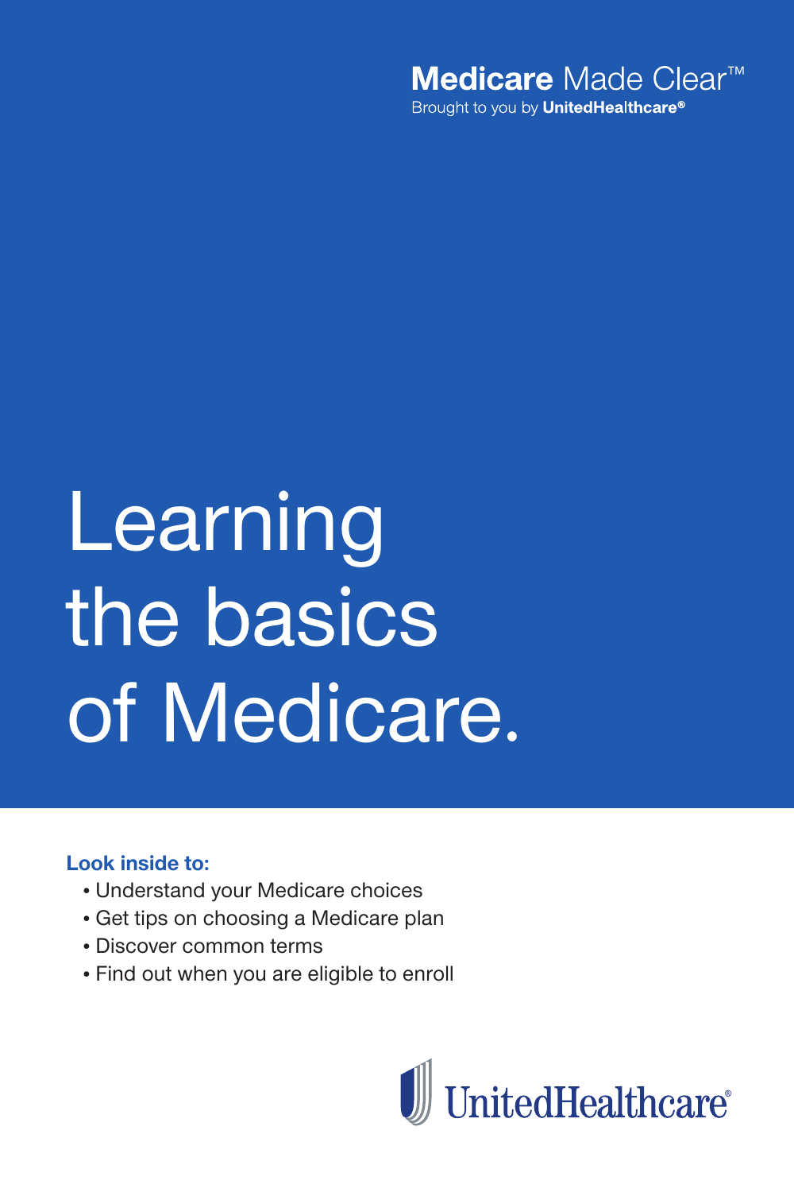**Medicare** Made Clear™
Brought to you by **UnitedHealthcare®**

# Learning the basics of Medicare.

**Look inside to:**

- Understand your Medicare choices
- Get tips on choosing a Medicare plan
- Discover common terms
- Find out when you are eligible to enroll

UnitedHealthcare®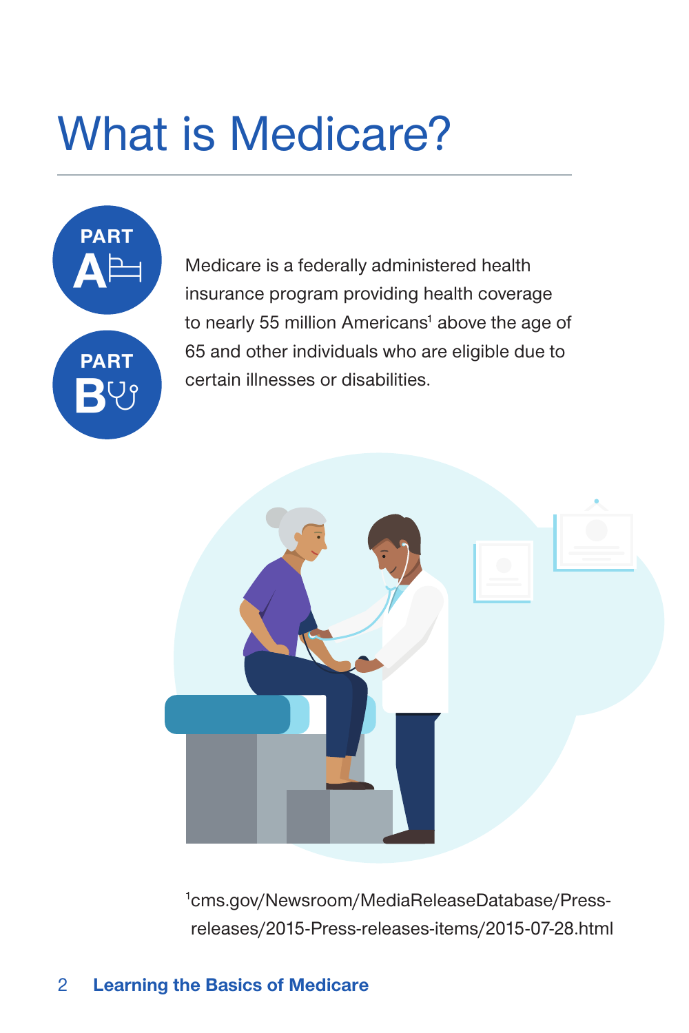# What is Medicare?

PART A

PART B

Medicare is a federally administered health insurance program providing health coverage to nearly 55 million Americans[1] above the age of 65 and other individuals who are eligible due to certain illnesses or disabilities.

[1] cms.gov/Newsroom/MediaReleaseDatabase/Press-releases/2015-Press-releases-items/2015-07-28.html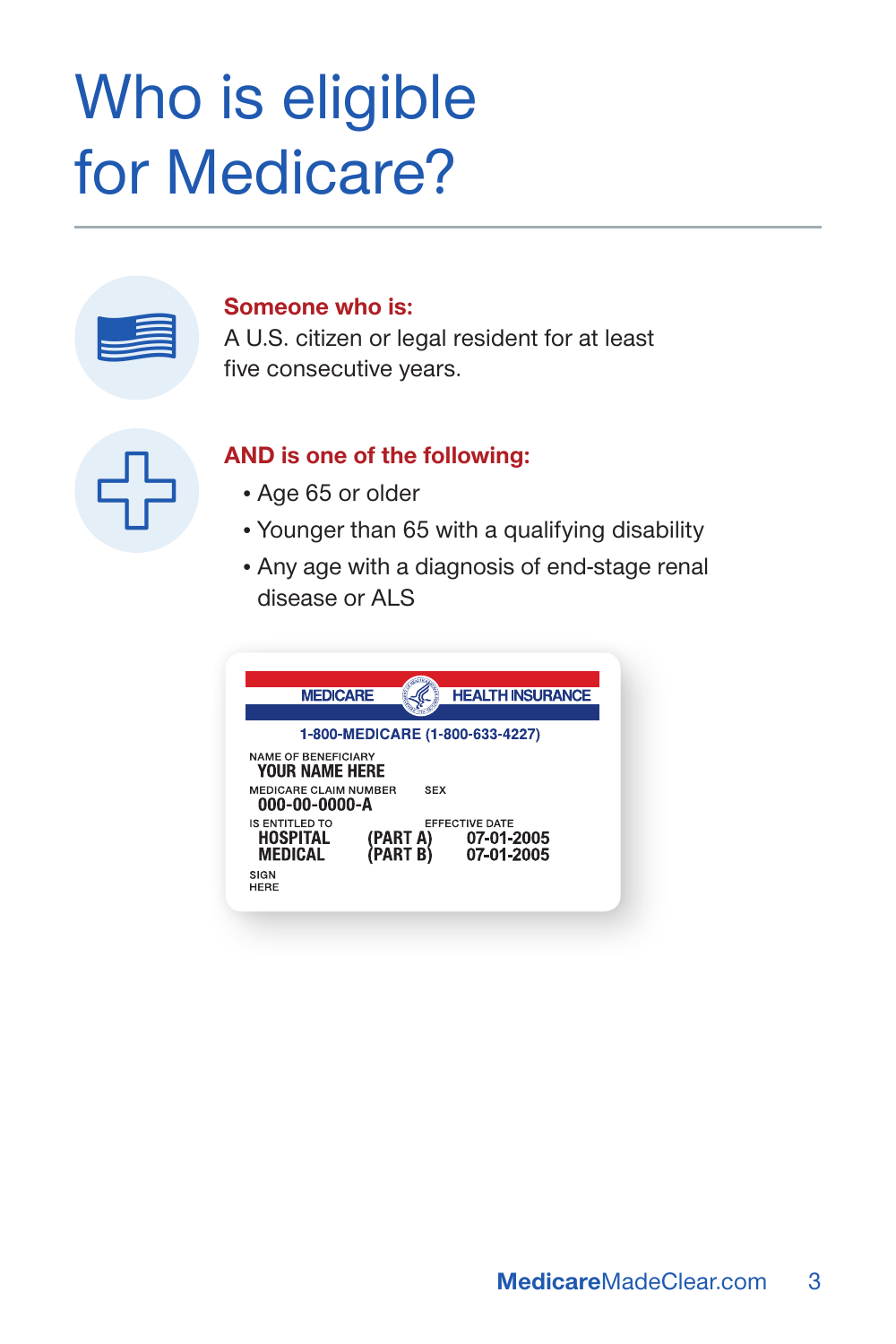# Who is eligible for Medicare?

**Someone who is:**

A U.S. citizen or legal resident for at least five consecutive years.

**AND is one of the following:**

- Age 65 or older
- Younger than 65 with a qualifying disability
- Any age with a diagnosis of end-stage renal disease or ALS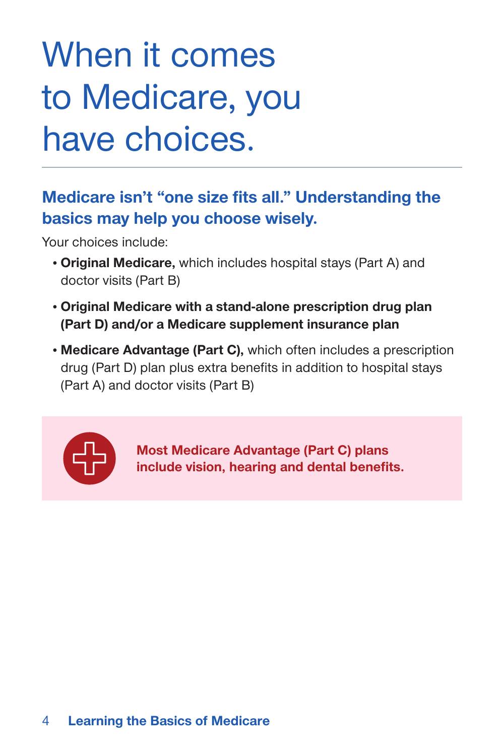# When it comes to Medicare, you have choices.

## Medicare isn't "one size fits all." Understanding the basics may help you choose wisely.

Your choices include:

- **Original Medicare,** which includes hospital stays (Part A) and doctor visits (Part B)
- **Original Medicare with a stand-alone prescription drug plan (Part D) and/or a Medicare supplement insurance plan**
- **Medicare Advantage (Part C),** which often includes a prescription drug (Part D) plan plus extra benefits in addition to hospital stays (Part A) and doctor visits (Part B)

**Most Medicare Advantage (Part C) plans include vision, hearing and dental benefits.**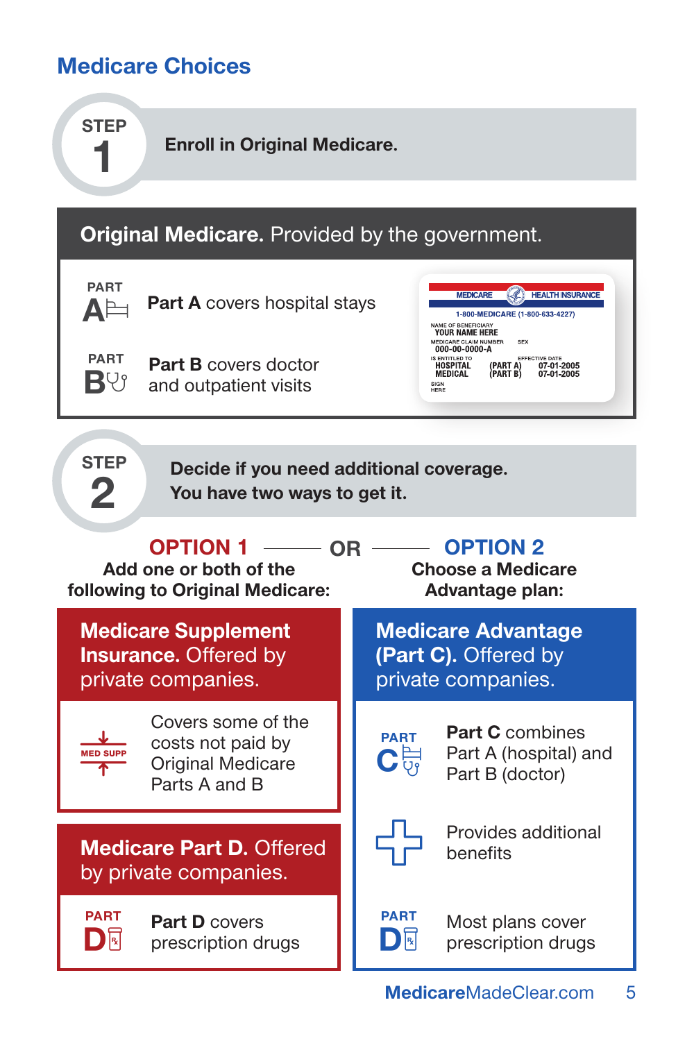## Medicare Choices

**STEP 1** **Enroll in Original Medicare.**

### **Original Medicare.** Provided by the government.

- **Part A** covers hospital stays
- **Part B** covers doctor and outpatient visits

MEDICARE HEALTH INSURANCE
1-800-MEDICARE (1-800-633-4227)
NAME OF BENEFICIARY
YOUR NAME HERE
MEDICARE CLAIM NUMBER 000-00-0000-A SEX
IS ENTITLED TO EFFECTIVE DATE
HOSPITAL (PART A) 07-01-2005
MEDICAL (PART B) 07-01-2005
SIGN HERE

**STEP 2** **Decide if you need additional coverage. You have two ways to get it.**

**OPTION 1** — OR — **OPTION 2**

### OPTION 1

**Add one or both of the following to Original Medicare:**

#### **Medicare Supplement Insurance.** Offered by private companies.

- MED SUPP: Covers some of the costs not paid by Original Medicare Parts A and B

#### **Medicare Part D.** Offered by private companies.

- **Part D** covers prescription drugs

### OPTION 2

**Choose a Medicare Advantage plan:**

#### **Medicare Advantage (Part C).** Offered by private companies.

- **Part C** combines Part A (hospital) and Part B (doctor)
- Provides additional benefits
- Part D: Most plans cover prescription drugs

**Medicare**MadeClear.com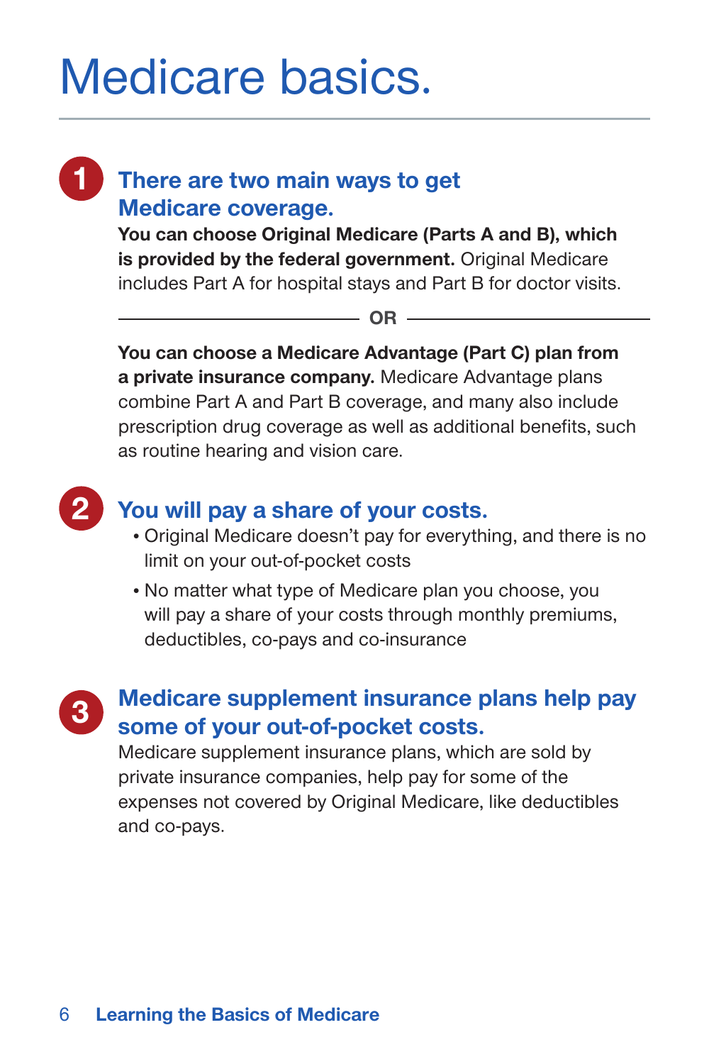# Medicare basics.

## 1 There are two main ways to get Medicare coverage.

**You can choose Original Medicare (Parts A and B), which is provided by the federal government.** Original Medicare includes Part A for hospital stays and Part B for doctor visits.

**OR**

**You can choose a Medicare Advantage (Part C) plan from a private insurance company.** Medicare Advantage plans combine Part A and Part B coverage, and many also include prescription drug coverage as well as additional benefits, such as routine hearing and vision care.

## 2 You will pay a share of your costs.

- Original Medicare doesn't pay for everything, and there is no limit on your out-of-pocket costs
- No matter what type of Medicare plan you choose, you will pay a share of your costs through monthly premiums, deductibles, co-pays and co-insurance

## 3 Medicare supplement insurance plans help pay some of your out-of-pocket costs.

Medicare supplement insurance plans, which are sold by private insurance companies, help pay for some of the expenses not covered by Original Medicare, like deductibles and co-pays.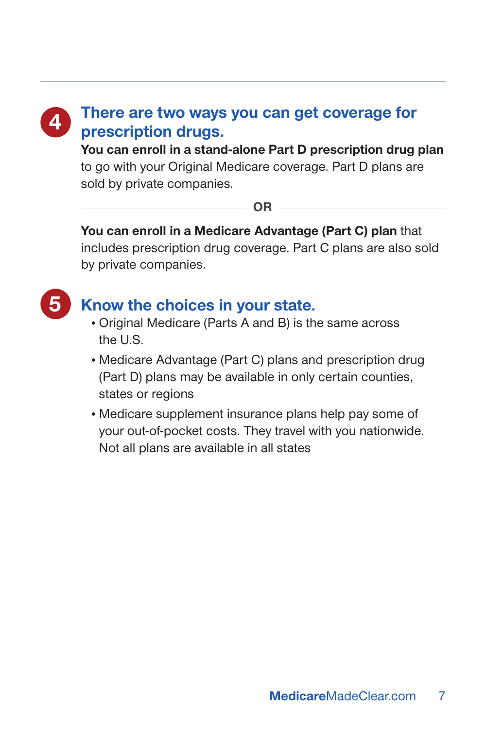## 4 There are two ways you can get coverage for prescription drugs.

**You can enroll in a stand-alone Part D prescription drug plan** to go with your Original Medicare coverage. Part D plans are sold by private companies.

**OR**

**You can enroll in a Medicare Advantage (Part C) plan** that includes prescription drug coverage. Part C plans are also sold by private companies.

## 5 Know the choices in your state.

- Original Medicare (Parts A and B) is the same across the U.S.
- Medicare Advantage (Part C) plans and prescription drug (Part D) plans may be available in only certain counties, states or regions
- Medicare supplement insurance plans help pay some of your out-of-pocket costs. They travel with you nationwide. Not all plans are available in all states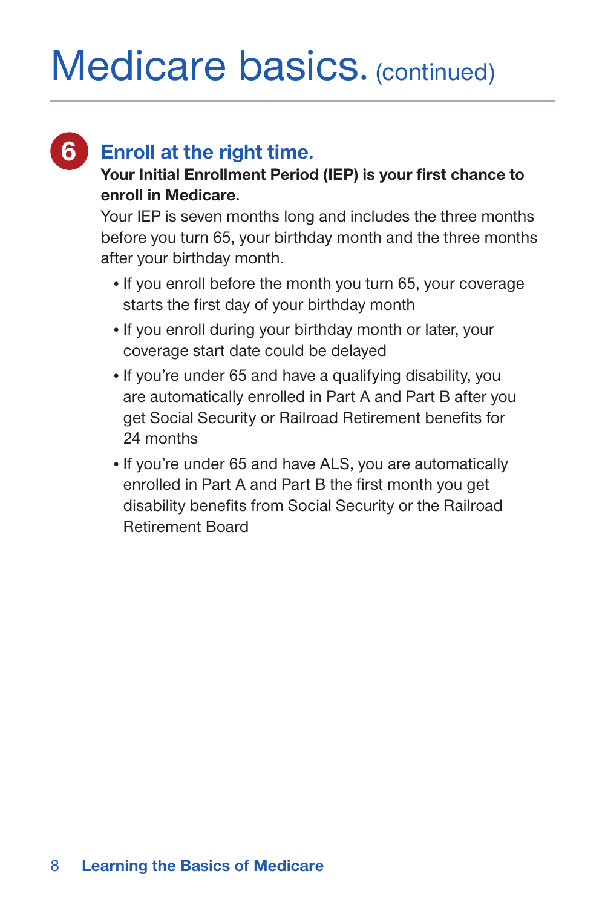# Medicare basics. (continued)

## 6 Enroll at the right time.

**Your Initial Enrollment Period (IEP) is your first chance to enroll in Medicare.**

Your IEP is seven months long and includes the three months before you turn 65, your birthday month and the three months after your birthday month.

- If you enroll before the month you turn 65, your coverage starts the first day of your birthday month
- If you enroll during your birthday month or later, your coverage start date could be delayed
- If you're under 65 and have a qualifying disability, you are automatically enrolled in Part A and Part B after you get Social Security or Railroad Retirement benefits for 24 months
- If you're under 65 and have ALS, you are automatically enrolled in Part A and Part B the first month you get disability benefits from Social Security or the Railroad Retirement Board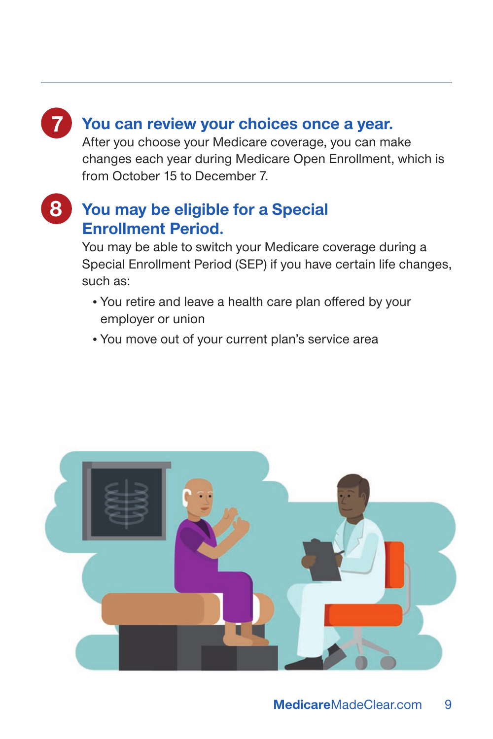## 7 You can review your choices once a year.

After you choose your Medicare coverage, you can make changes each year during Medicare Open Enrollment, which is from October 15 to December 7.

## 8 You may be eligible for a Special Enrollment Period.

You may be able to switch your Medicare coverage during a Special Enrollment Period (SEP) if you have certain life changes, such as:

- You retire and leave a health care plan offered by your employer or union
- You move out of your current plan's service area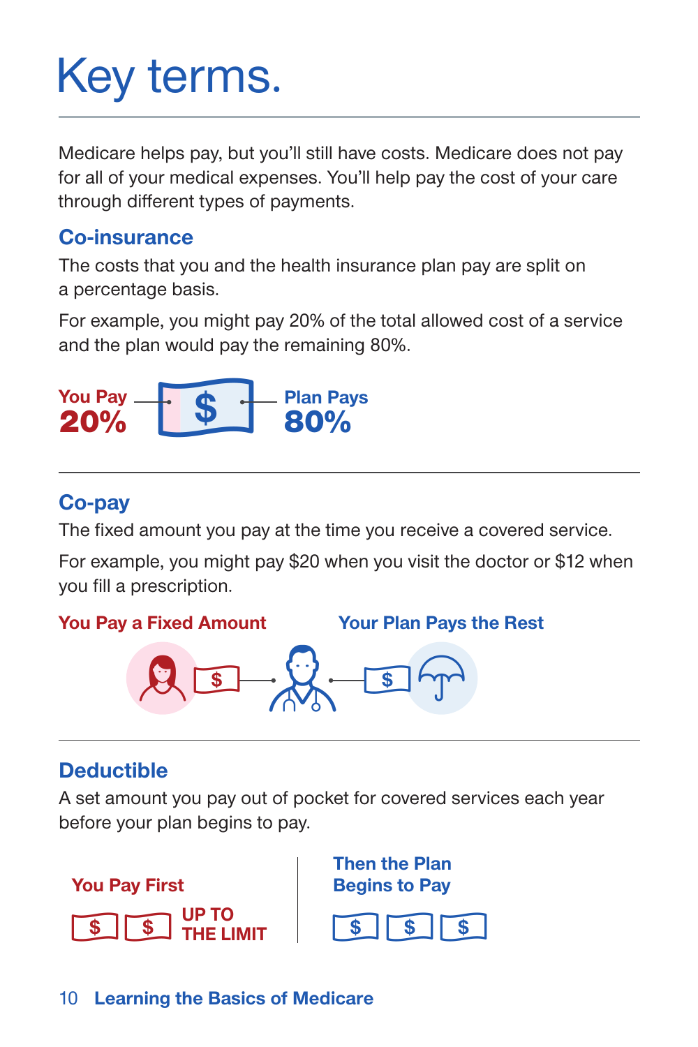# Key terms.

Medicare helps pay, but you'll still have costs. Medicare does not pay for all of your medical expenses. You'll help pay the cost of your care through different types of payments.

## Co-insurance

The costs that you and the health insurance plan pay are split on a percentage basis.

For example, you might pay 20% of the total allowed cost of a service and the plan would pay the remaining 80%.

**You Pay 20%** — **Plan Pays 80%**

## Co-pay

The fixed amount you pay at the time you receive a covered service.

For example, you might pay $20 when you visit the doctor or $12 when you fill a prescription.

**You Pay a Fixed Amount** — **Your Plan Pays the Rest**

## Deductible

A set amount you pay out of pocket for covered services each year before your plan begins to pay.

**You Pay First** UP TO THE LIMIT — **Then the Plan Begins to Pay**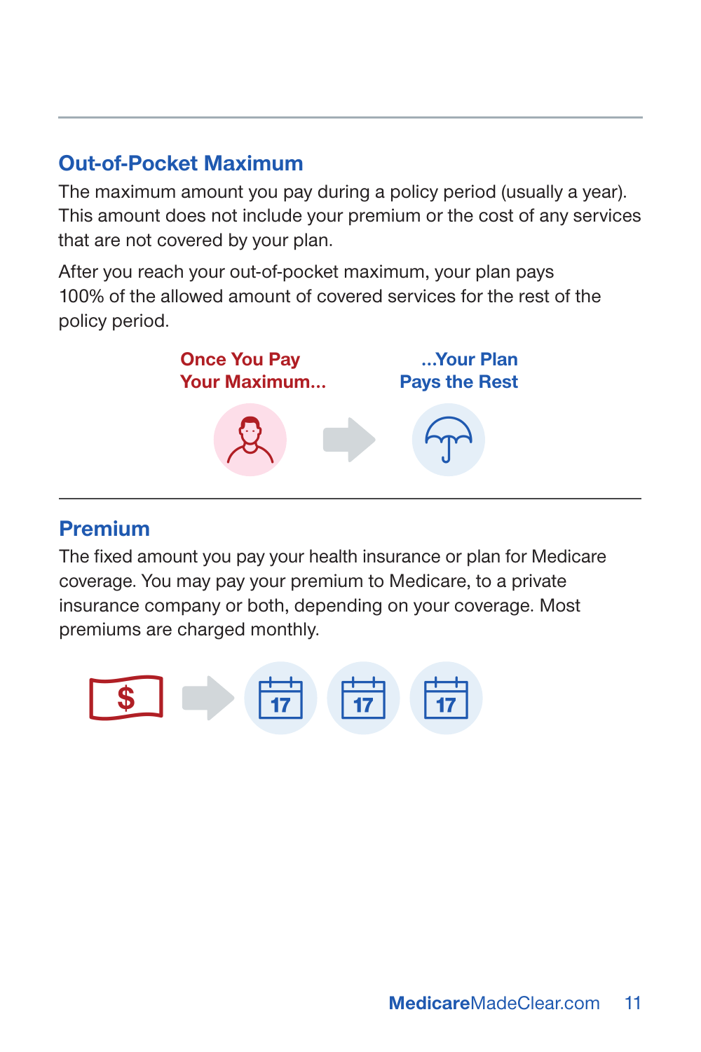## Out-of-Pocket Maximum

The maximum amount you pay during a policy period (usually a year). This amount does not include your premium or the cost of any services that are not covered by your plan.

After you reach your out-of-pocket maximum, your plan pays 100% of the allowed amount of covered services for the rest of the policy period.

**Once You Pay Your Maximum...** **...Your Plan Pays the Rest**

## Premium

The fixed amount you pay your health insurance or plan for Medicare coverage. You may pay your premium to Medicare, to a private insurance company or both, depending on your coverage. Most premiums are charged monthly.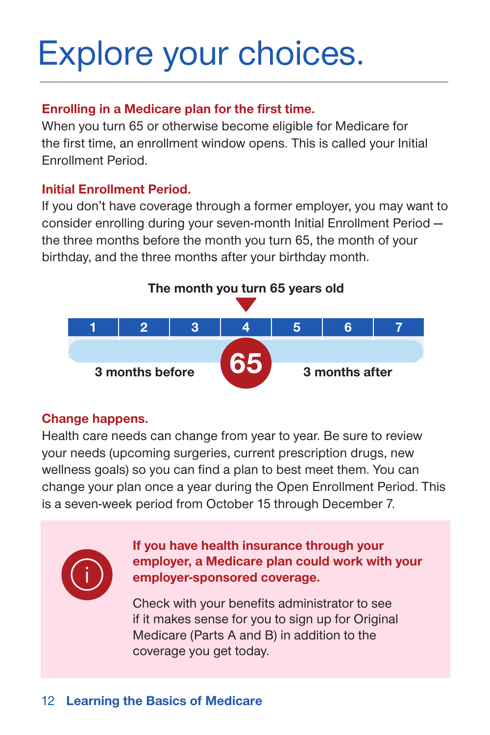# Explore your choices.

**Enrolling in a Medicare plan for the first time.**

When you turn 65 or otherwise become eligible for Medicare for the first time, an enrollment window opens. This is called your Initial Enrollment Period.

**Initial Enrollment Period.**

If you don't have coverage through a former employer, you may want to consider enrolling during your seven-month Initial Enrollment Period — the three months before the month you turn 65, the month of your birthday, and the three months after your birthday month.

**The month you turn 65 years old**

| 1 | 2 | 3 | 4 | 5 | 6 | 7 |
|---|---|---|---|---|---|---|
| 3 months before | | | 65 | 3 months after | | |

**Change happens.**

Health care needs can change from year to year. Be sure to review your needs (upcoming surgeries, current prescription drugs, new wellness goals) so you can find a plan to best meet them. You can change your plan once a year during the Open Enrollment Period. This is a seven-week period from October 15 through December 7.

**If you have health insurance through your employer, a Medicare plan could work with your employer-sponsored coverage.**

Check with your benefits administrator to see if it makes sense for you to sign up for Original Medicare (Parts A and B) in addition to the coverage you get today.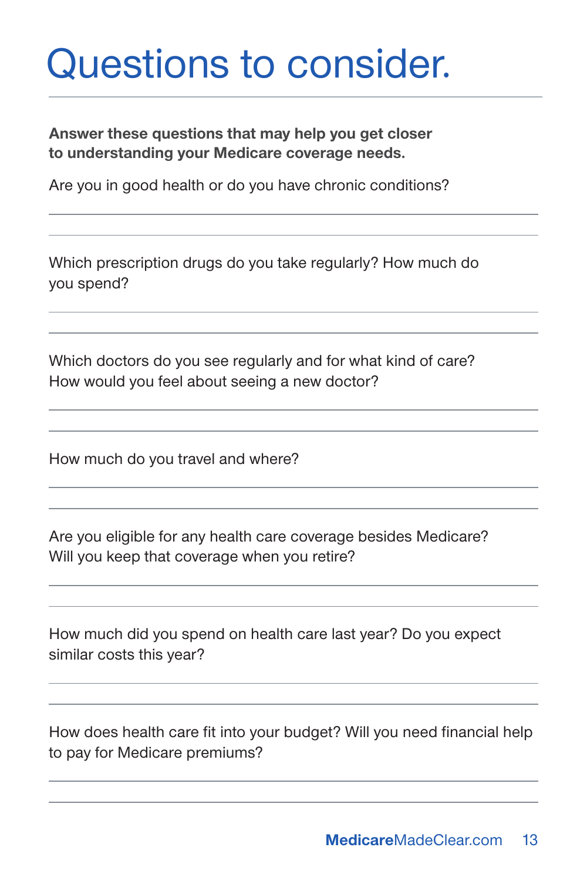# Questions to consider.

**Answer these questions that may help you get closer to understanding your Medicare coverage needs.**

Are you in good health or do you have chronic conditions?

Which prescription drugs do you take regularly? How much do you spend?

Which doctors do you see regularly and for what kind of care? How would you feel about seeing a new doctor?

How much do you travel and where?

Are you eligible for any health care coverage besides Medicare? Will you keep that coverage when you retire?

How much did you spend on health care last year? Do you expect similar costs this year?

How does health care fit into your budget? Will you need financial help to pay for Medicare premiums?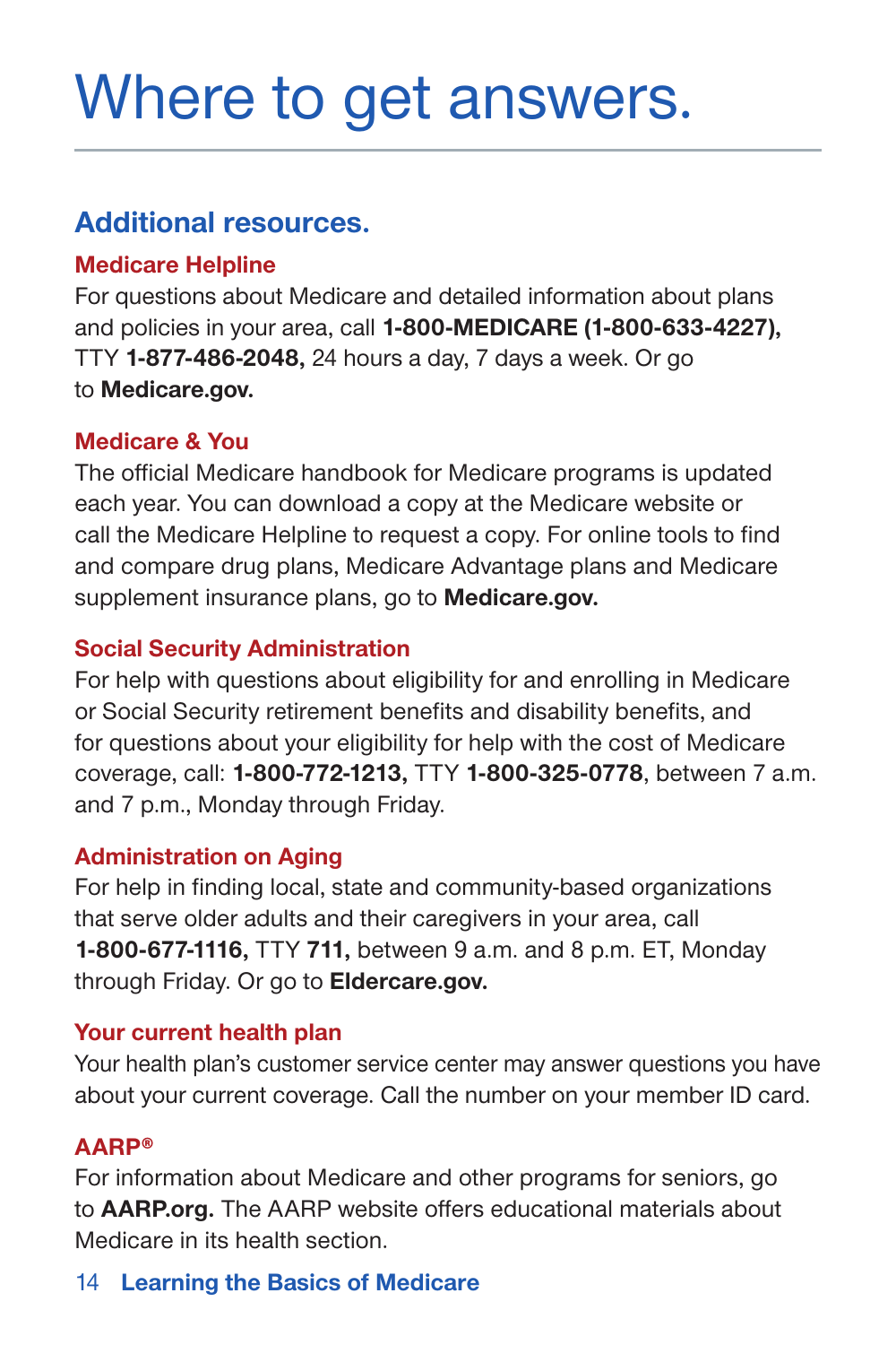# Where to get answers.

## Additional resources.

### Medicare Helpline

For questions about Medicare and detailed information about plans and policies in your area, call **1-800-MEDICARE (1-800-633-4227),** TTY **1-877-486-2048,** 24 hours a day, 7 days a week. Or go to **Medicare.gov.**

### Medicare & You

The official Medicare handbook for Medicare programs is updated each year. You can download a copy at the Medicare website or call the Medicare Helpline to request a copy. For online tools to find and compare drug plans, Medicare Advantage plans and Medicare supplement insurance plans, go to **Medicare.gov.**

### Social Security Administration

For help with questions about eligibility for and enrolling in Medicare or Social Security retirement benefits and disability benefits, and for questions about your eligibility for help with the cost of Medicare coverage, call: **1-800-772-1213,** TTY **1-800-325-0778**, between 7 a.m. and 7 p.m., Monday through Friday.

### Administration on Aging

For help in finding local, state and community-based organizations that serve older adults and their caregivers in your area, call **1-800-677-1116,** TTY **711,** between 9 a.m. and 8 p.m. ET, Monday through Friday. Or go to **Eldercare.gov.**

### Your current health plan

Your health plan's customer service center may answer questions you have about your current coverage. Call the number on your member ID card.

### AARP®

For information about Medicare and other programs for seniors, go to **AARP.org.** The AARP website offers educational materials about Medicare in its health section.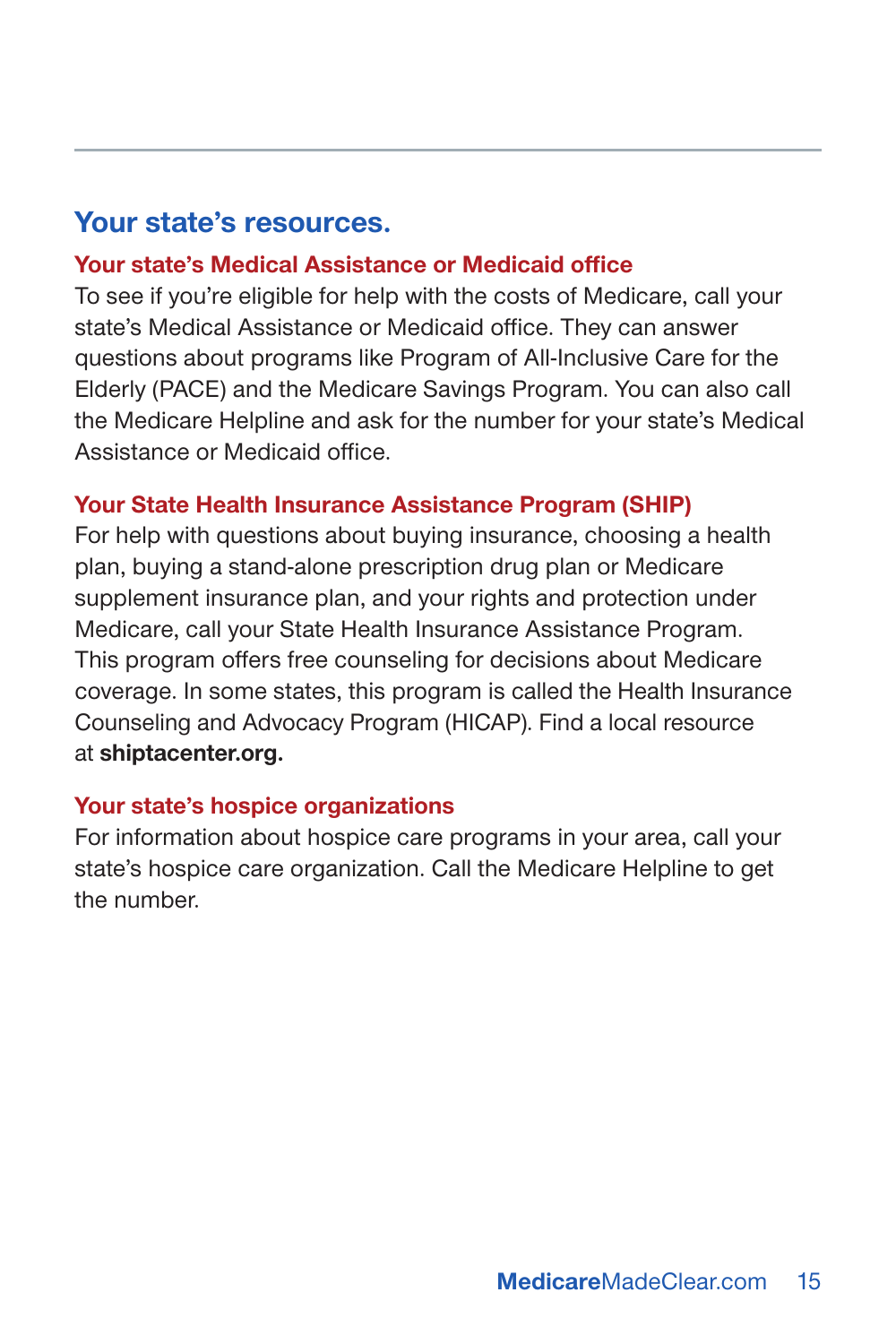## Your state's resources.

### Your state's Medical Assistance or Medicaid office

To see if you're eligible for help with the costs of Medicare, call your state's Medical Assistance or Medicaid office. They can answer questions about programs like Program of All-Inclusive Care for the Elderly (PACE) and the Medicare Savings Program. You can also call the Medicare Helpline and ask for the number for your state's Medical Assistance or Medicaid office.

### Your State Health Insurance Assistance Program (SHIP)

For help with questions about buying insurance, choosing a health plan, buying a stand-alone prescription drug plan or Medicare supplement insurance plan, and your rights and protection under Medicare, call your State Health Insurance Assistance Program. This program offers free counseling for decisions about Medicare coverage. In some states, this program is called the Health Insurance Counseling and Advocacy Program (HICAP). Find a local resource at **shiptacenter.org.**

### Your state's hospice organizations

For information about hospice care programs in your area, call your state's hospice care organization. Call the Medicare Helpline to get the number.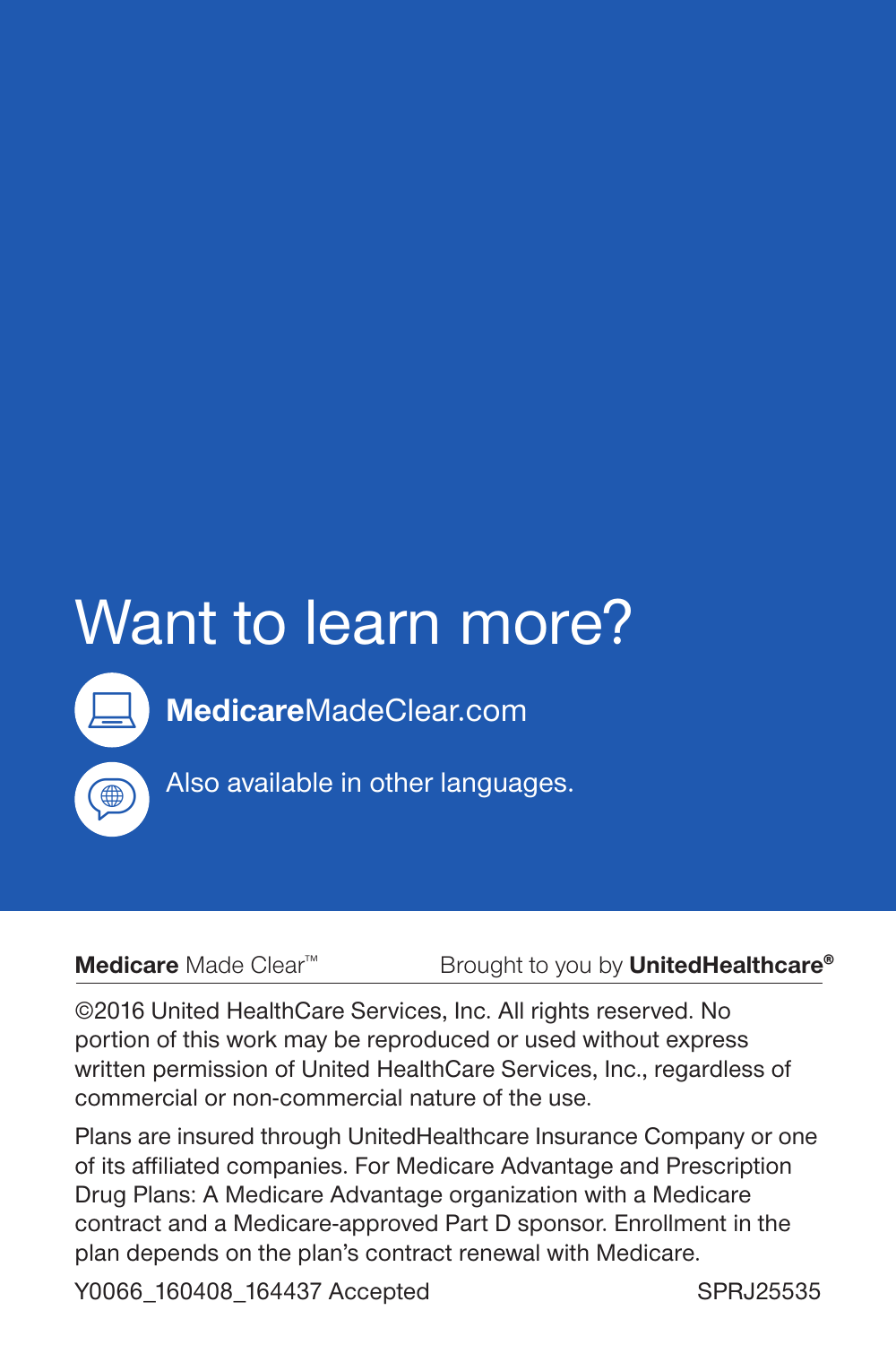# Want to learn more?

**Medicare**MadeClear.com

Also available in other languages.

**Medicare** Made Clear™ Brought to you by **UnitedHealthcare®**

©2016 United HealthCare Services, Inc. All rights reserved. No portion of this work may be reproduced or used without express written permission of United HealthCare Services, Inc., regardless of commercial or non-commercial nature of the use.

Plans are insured through UnitedHealthcare Insurance Company or one of its affiliated companies. For Medicare Advantage and Prescription Drug Plans: A Medicare Advantage organization with a Medicare contract and a Medicare-approved Part D sponsor. Enrollment in the plan depends on the plan's contract renewal with Medicare.

Y0066_160408_164437 Accepted SPRJ25535